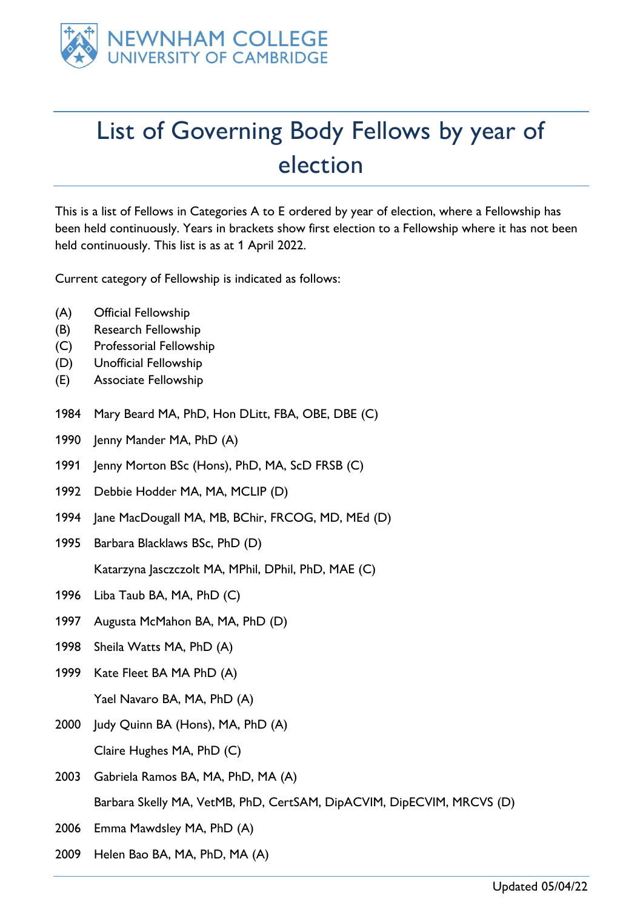NEWNHAM COLLEGE
UNIVERSITY OF CAMBRIDGE

# List of Governing Body Fellows by year of election

This is a list of Fellows in Categories A to E ordered by year of election, where a Fellowship has been held continuously. Years in brackets show first election to a Fellowship where it has not been held continuously. This list is as at 1 April 2022.

Current category of Fellowship is indicated as follows:

- (A) Official Fellowship
- (B) Research Fellowship
- (C) Professorial Fellowship
- (D) Unofficial Fellowship
- (E) Associate Fellowship

1984 Mary Beard MA, PhD, Hon DLitt, FBA, OBE, DBE (C)

1990 Jenny Mander MA, PhD (A)

1991 Jenny Morton BSc (Hons), PhD, MA, ScD FRSB (C)

1992 Debbie Hodder MA, MA, MCLIP (D)

1994 Jane MacDougall MA, MB, BChir, FRCOG, MD, MEd (D)

1995 Barbara Blacklaws BSc, PhD (D)

Katarzyna Jasczczolt MA, MPhil, DPhil, PhD, MAE (C)

1996 Liba Taub BA, MA, PhD (C)

1997 Augusta McMahon BA, MA, PhD (D)

1998 Sheila Watts MA, PhD (A)

1999 Kate Fleet BA MA PhD (A)

Yael Navaro BA, MA, PhD (A)

2000 Judy Quinn BA (Hons), MA, PhD (A)

Claire Hughes MA, PhD (C)

2003 Gabriela Ramos BA, MA, PhD, MA (A)

Barbara Skelly MA, VetMB, PhD, CertSAM, DipACVIM, DipECVIM, MRCVS (D)

2006 Emma Mawdsley MA, PhD (A)

2009 Helen Bao BA, MA, PhD, MA (A)

Updated 05/04/22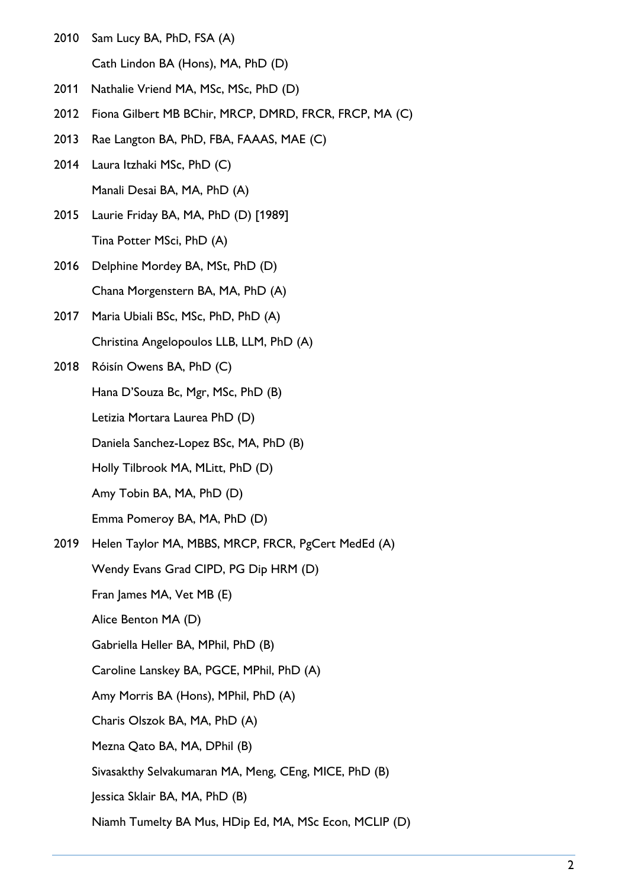2010 Sam Lucy BA, PhD, FSA (A)

Cath Lindon BA (Hons), MA, PhD (D)

2011 Nathalie Vriend MA, MSc, MSc, PhD (D)

2012 Fiona Gilbert MB BChir, MRCP, DMRD, FRCR, FRCP, MA (C)

2013 Rae Langton BA, PhD, FBA, FAAAS, MAE (C)

2014 Laura Itzhaki MSc, PhD (C)

Manali Desai BA, MA, PhD (A)

2015 Laurie Friday BA, MA, PhD (D) [1989]

Tina Potter MSci, PhD (A)

2016 Delphine Mordey BA, MSt, PhD (D)

Chana Morgenstern BA, MA, PhD (A)

2017 Maria Ubiali BSc, MSc, PhD, PhD (A)

Christina Angelopoulos LLB, LLM, PhD (A)

2018 Róisín Owens BA, PhD (C)

Hana D'Souza Bc, Mgr, MSc, PhD (B)

Letizia Mortara Laurea PhD (D)

Daniela Sanchez-Lopez BSc, MA, PhD (B)

Holly Tilbrook MA, MLitt, PhD (D)

Amy Tobin BA, MA, PhD (D)

Emma Pomeroy BA, MA, PhD (D)

2019 Helen Taylor MA, MBBS, MRCP, FRCR, PgCert MedEd (A)

Wendy Evans Grad CIPD, PG Dip HRM (D)

Fran James MA, Vet MB (E)

Alice Benton MA (D)

Gabriella Heller BA, MPhil, PhD (B)

Caroline Lanskey BA, PGCE, MPhil, PhD (A)

Amy Morris BA (Hons), MPhil, PhD (A)

Charis Olszok BA, MA, PhD (A)

Mezna Qato BA, MA, DPhil (B)

Sivasakthy Selvakumaran MA, Meng, CEng, MICE, PhD (B)

Jessica Sklair BA, MA, PhD (B)

Niamh Tumelty BA Mus, HDip Ed, MA, MSc Econ, MCLIP (D)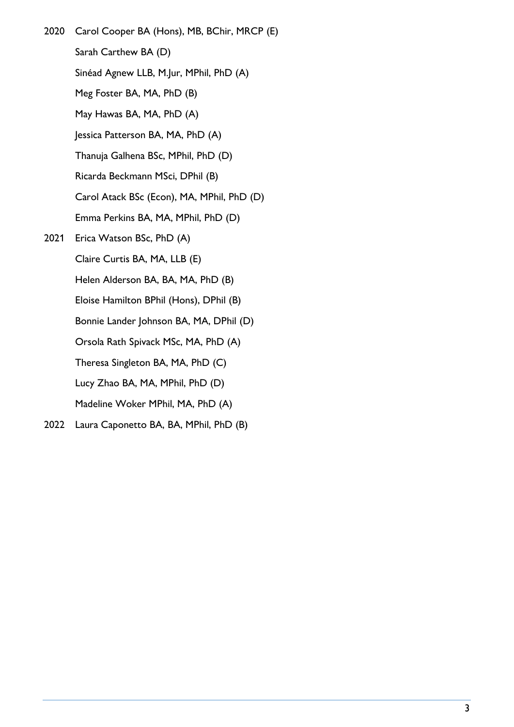2020 Carol Cooper BA (Hons), MB, BChir, MRCP (E)

Sarah Carthew BA (D)

Sinéad Agnew LLB, M.Jur, MPhil, PhD (A)

Meg Foster BA, MA, PhD (B)

May Hawas BA, MA, PhD (A)

Jessica Patterson BA, MA, PhD (A)

Thanuja Galhena BSc, MPhil, PhD (D)

Ricarda Beckmann MSci, DPhil (B)

Carol Atack BSc (Econ), MA, MPhil, PhD (D)

Emma Perkins BA, MA, MPhil, PhD (D)

2021 Erica Watson BSc, PhD (A)

Claire Curtis BA, MA, LLB (E)

Helen Alderson BA, BA, MA, PhD (B)

Eloise Hamilton BPhil (Hons), DPhil (B)

Bonnie Lander Johnson BA, MA, DPhil (D)

Orsola Rath Spivack MSc, MA, PhD (A)

Theresa Singleton BA, MA, PhD (C)

Lucy Zhao BA, MA, MPhil, PhD (D)

Madeline Woker MPhil, MA, PhD (A)

2022 Laura Caponetto BA, BA, MPhil, PhD (B)